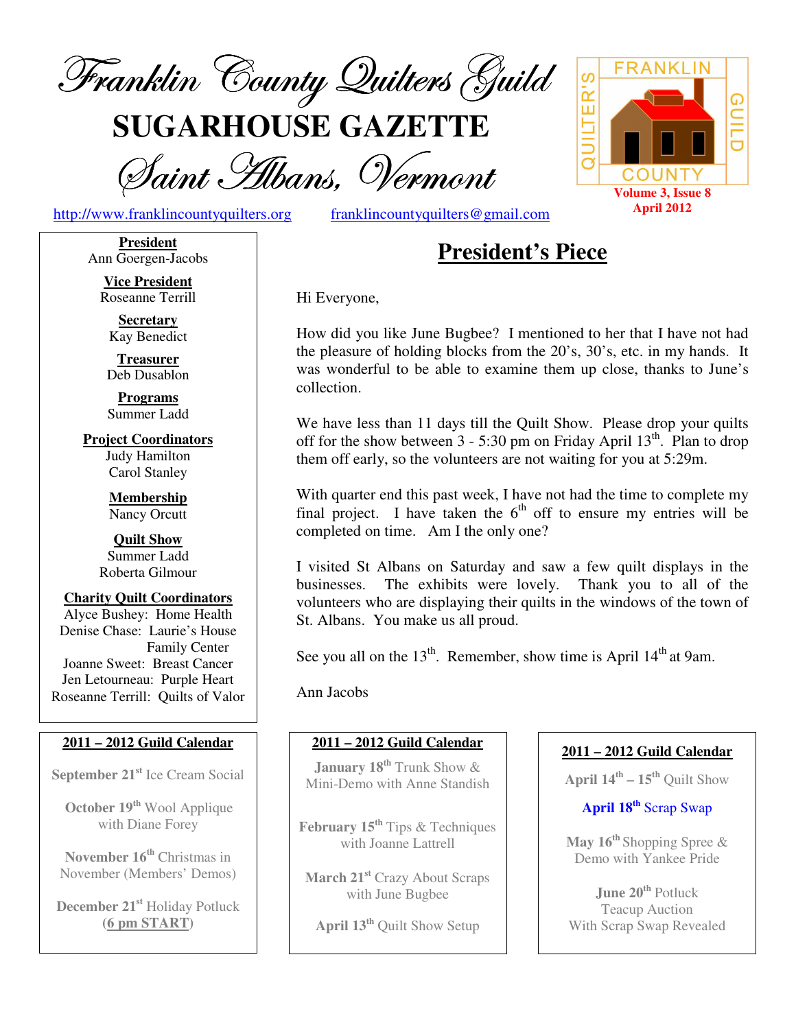# Franklin County Quilters Guild

## SUGARHOUSE GAZETTE

### Saint Albans, Vermont

http://www.franklincountyquilters.org franklincountyquilters@gmail.com

**Volume 3, Issue 8**
**April 2012**

**President**
Ann Goergen-Jacobs

**Vice President**
Roseanne Terrill

**Secretary**
Kay Benedict

**Treasurer**
Deb Dusablon

**Programs**
Summer Ladd

**Project Coordinators**
Judy Hamilton
Carol Stanley

**Membership**
Nancy Orcutt

**Quilt Show**
Summer Ladd
Roberta Gilmour

**Charity Quilt Coordinators**
Alyce Bushey: Home Health
Denise Chase: Laurie's House Family Center
Joanne Sweet: Breast Cancer
Jen Letourneau: Purple Heart
Roseanne Terrill: Quilts of Valor

## President's Piece

Hi Everyone,

How did you like June Bugbee? I mentioned to her that I have not had the pleasure of holding blocks from the 20's, 30's, etc. in my hands. It was wonderful to be able to examine them up close, thanks to June's collection.

We have less than 11 days till the Quilt Show. Please drop your quilts off for the show between 3 - 5:30 pm on Friday April 13th. Plan to drop them off early, so the volunteers are not waiting for you at 5:29m.

With quarter end this past week, I have not had the time to complete my final project. I have taken the 6th off to ensure my entries will be completed on time. Am I the only one?

I visited St Albans on Saturday and saw a few quilt displays in the businesses. The exhibits were lovely. Thank you to all of the volunteers who are displaying their quilts in the windows of the town of St. Albans. You make us all proud.

See you all on the 13th. Remember, show time is April 14th at 9am.

Ann Jacobs

**2011 – 2012 Guild Calendar**

**September 21st** Ice Cream Social

**October 19th** Wool Applique with Diane Forey

**November 16th** Christmas in November (Members' Demos)

**December 21st** Holiday Potluck (**6 pm START**)

**January 18th** Trunk Show & Mini-Demo with Anne Standish

**February 15th** Tips & Techniques with Joanne Lattrell

**March 21st** Crazy About Scraps with June Bugbee

**April 13th** Quilt Show Setup

**April 14th – 15th** Quilt Show

**April 18th** Scrap Swap

**May 16th** Shopping Spree & Demo with Yankee Pride

**June 20th** Potluck Teacup Auction With Scrap Swap Revealed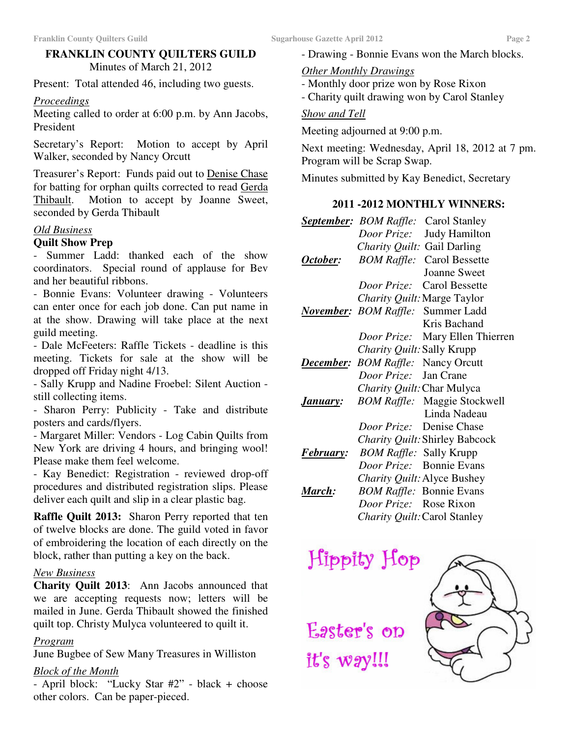# FRANKLIN COUNTY QUILTERS GUILD

Minutes of March 21, 2012

Present: Total attended 46, including two guests.

*Proceedings*

Meeting called to order at 6:00 p.m. by Ann Jacobs, President

Secretary's Report: Motion to accept by April Walker, seconded by Nancy Orcutt

Treasurer's Report: Funds paid out to Denise Chase for batting for orphan quilts corrected to read Gerda Thibault. Motion to accept by Joanne Sweet, seconded by Gerda Thibault

*Old Business*

**Quilt Show Prep**

- Summer Ladd: thanked each of the show coordinators. Special round of applause for Bev and her beautiful ribbons.
- Bonnie Evans: Volunteer drawing - Volunteers can enter once for each job done. Can put name in at the show. Drawing will take place at the next guild meeting.
- Dale McFeeters: Raffle Tickets - deadline is this meeting. Tickets for sale at the show will be dropped off Friday night 4/13.
- Sally Krupp and Nadine Froebel: Silent Auction - still collecting items.
- Sharon Perry: Publicity - Take and distribute posters and cards/flyers.
- Margaret Miller: Vendors - Log Cabin Quilts from New York are driving 4 hours, and bringing wool! Please make them feel welcome.
- Kay Benedict: Registration - reviewed drop-off procedures and distributed registration slips. Please deliver each quilt and slip in a clear plastic bag.

**Raffle Quilt 2013:** Sharon Perry reported that ten of twelve blocks are done. The guild voted in favor of embroidering the location of each directly on the block, rather than putting a key on the back.

*New Business*

**Charity Quilt 2013**: Ann Jacobs announced that we are accepting requests now; letters will be mailed in June. Gerda Thibault showed the finished quilt top. Christy Mulyca volunteered to quilt it.

*Program*

June Bugbee of Sew Many Treasures in Williston

*Block of the Month*

- April block: "Lucky Star #2" - black + choose other colors. Can be paper-pieced.
- Drawing - Bonnie Evans won the March blocks.

*Other Monthly Drawings*

- Monthly door prize won by Rose Rixon
- Charity quilt drawing won by Carol Stanley

*Show and Tell*

Meeting adjourned at 9:00 p.m.

Next meeting: Wednesday, April 18, 2012 at 7 pm. Program will be Scrap Swap.

Minutes submitted by Kay Benedict, Secretary

## 2011 -2012 MONTHLY WINNERS:

| | | |
|---|---|---|
| ***September:*** | *BOM Raffle:* | Carol Stanley |
| | *Door Prize:* | Judy Hamilton |
| | *Charity Quilt:* | Gail Darling |
| ***October:*** | *BOM Raffle:* | Carol Bessette<br>Joanne Sweet |
| | *Door Prize:* | Carol Bessette |
| | *Charity Quilt:* | Marge Taylor |
| ***November:*** | *BOM Raffle:* | Summer Ladd<br>Kris Bachand |
| | *Door Prize:* | Mary Ellen Thierren |
| | *Charity Quilt:* | Sally Krupp |
| ***December:*** | *BOM Raffle:* | Nancy Orcutt |
| | *Door Prize:* | Jan Crane |
| | *Charity Quilt:* | Char Mulyca |
| ***January:*** | *BOM Raffle:* | Maggie Stockwell<br>Linda Nadeau |
| | *Door Prize:* | Denise Chase |
| | *Charity Quilt:* | Shirley Babcock |
| ***February:*** | *BOM Raffle:* | Sally Krupp |
| | *Door Prize:* | Bonnie Evans |
| | *Charity Quilt:* | Alyce Bushey |
| ***March:*** | *BOM Raffle:* | Bonnie Evans |
| | *Door Prize:* | Rose Rixon |
| | *Charity Quilt:* | Carol Stanley |

Hippity Hop

Easter's on it's way!!!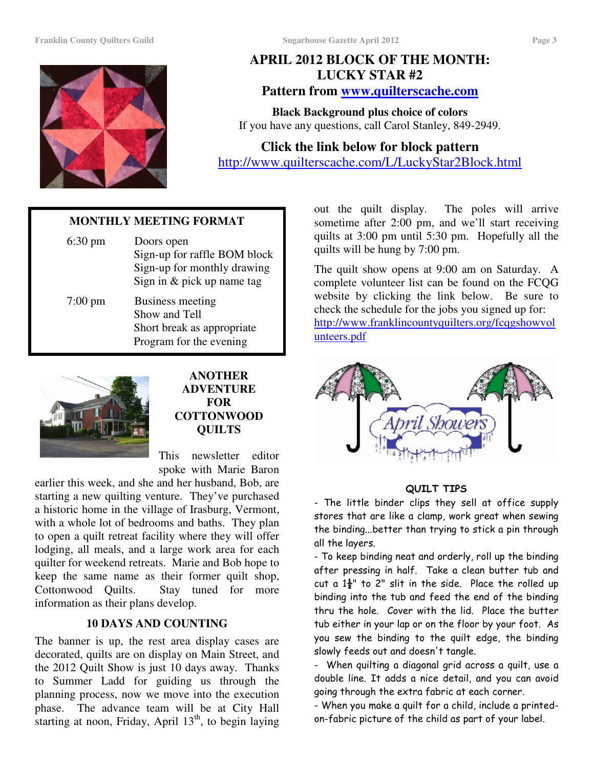## APRIL 2012 BLOCK OF THE MONTH: LUCKY STAR #2

**Pattern from www.quilterscache.com**

**Black Background plus choice of colors**

If you have any questions, call Carol Stanley, 849-2949.

**Click the link below for block pattern**

http://www.quilterscache.com/L/LuckyStar2Block.html

### MONTHLY MEETING FORMAT

| | |
|---|---|
| 6:30 pm | Doors open<br>Sign-up for raffle BOM block<br>Sign-up for monthly drawing<br>Sign in & pick up name tag |
| 7:00 pm | Business meeting<br>Show and Tell<br>Short break as appropriate<br>Program for the evening |

### ANOTHER ADVENTURE FOR COTTONWOOD QUILTS

This newsletter editor spoke with Marie Baron earlier this week, and she and her husband, Bob, are starting a new quilting venture. They've purchased a historic home in the village of Irasburg, Vermont, with a whole lot of bedrooms and baths. They plan to open a quilt retreat facility where they will offer lodging, all meals, and a large work area for each quilter for weekend retreats. Marie and Bob hope to keep the same name as their former quilt shop, Cottonwood Quilts. Stay tuned for more information as their plans develop.

### 10 DAYS AND COUNTING

The banner is up, the rest area display cases are decorated, quilts are on display on Main Street, and the 2012 Quilt Show is just 10 days away. Thanks to Summer Ladd for guiding us through the planning process, now we move into the execution phase. The advance team will be at City Hall starting at noon, Friday, April 13th, to begin laying out the quilt display. The poles will arrive sometime after 2:00 pm, and we'll start receiving quilts at 3:00 pm until 5:30 pm. Hopefully all the quilts will be hung by 7:00 pm.

The quilt show opens at 9:00 am on Saturday. A complete volunteer list can be found on the FCQG website by clicking the link below. Be sure to check the schedule for the jobs you signed up for: http://www.franklincountyquilters.org/fcqgshowvolunteers.pdf

April Showers

### QUILT TIPS

- The little binder clips they sell at office supply stores that are like a clamp, work great when sewing the binding...better than trying to stick a pin through all the layers.
- To keep binding neat and orderly, roll up the binding after pressing in half. Take a clean butter tub and cut a 1½" to 2" slit in the side. Place the rolled up binding into the tub and feed the end of the binding thru the hole. Cover with the lid. Place the butter tub either in your lap or on the floor by your foot. As you sew the binding to the quilt edge, the binding slowly feeds out and doesn't tangle.
- When quilting a diagonal grid across a quilt, use a double line. It adds a nice detail, and you can avoid going through the extra fabric at each corner.
- When you make a quilt for a child, include a printed-on-fabric picture of the child as part of your label.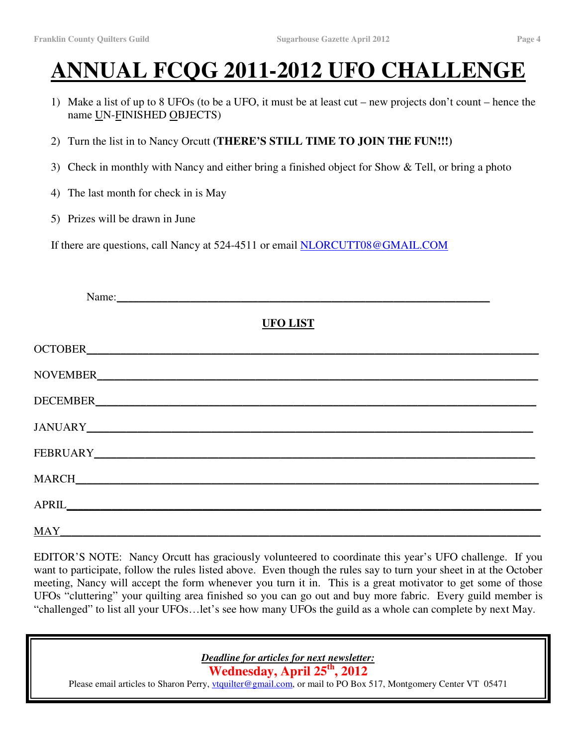# ANNUAL FCQG 2011-2012 UFO CHALLENGE

1) Make a list of up to 8 UFOs (to be a UFO, it must be at least cut – new projects don't count – hence the name UN-FINISHED OBJECTS)
2) Turn the list in to Nancy Orcutt **(THERE'S STILL TIME TO JOIN THE FUN!!!)**
3) Check in monthly with Nancy and either bring a finished object for Show & Tell, or bring a photo
4) The last month for check in is May
5) Prizes will be drawn in June

If there are questions, call Nancy at 524-4511 or email NLORCUTT08@GMAIL.COM

Name:\_\_\_\_\_\_\_\_\_\_\_\_\_\_\_\_\_\_\_\_\_\_\_\_\_\_\_\_\_\_\_\_\_\_\_\_\_\_\_\_\_\_\_\_\_\_\_\_

**UFO LIST**

OCTOBER\_\_\_\_\_\_\_\_\_\_\_\_\_\_\_\_\_\_\_\_\_\_\_\_\_\_\_\_\_\_\_\_\_\_\_\_\_\_\_\_\_\_\_\_\_\_\_\_

NOVEMBER\_\_\_\_\_\_\_\_\_\_\_\_\_\_\_\_\_\_\_\_\_\_\_\_\_\_\_\_\_\_\_\_\_\_\_\_\_\_\_\_\_\_\_\_\_\_\_\_

DECEMBER\_\_\_\_\_\_\_\_\_\_\_\_\_\_\_\_\_\_\_\_\_\_\_\_\_\_\_\_\_\_\_\_\_\_\_\_\_\_\_\_\_\_\_\_\_\_\_\_

JANUARY\_\_\_\_\_\_\_\_\_\_\_\_\_\_\_\_\_\_\_\_\_\_\_\_\_\_\_\_\_\_\_\_\_\_\_\_\_\_\_\_\_\_\_\_\_\_\_\_

FEBRUARY\_\_\_\_\_\_\_\_\_\_\_\_\_\_\_\_\_\_\_\_\_\_\_\_\_\_\_\_\_\_\_\_\_\_\_\_\_\_\_\_\_\_\_\_\_\_\_\_

MARCH\_\_\_\_\_\_\_\_\_\_\_\_\_\_\_\_\_\_\_\_\_\_\_\_\_\_\_\_\_\_\_\_\_\_\_\_\_\_\_\_\_\_\_\_\_\_\_\_

APRIL\_\_\_\_\_\_\_\_\_\_\_\_\_\_\_\_\_\_\_\_\_\_\_\_\_\_\_\_\_\_\_\_\_\_\_\_\_\_\_\_\_\_\_\_\_\_\_\_

MAY\_\_\_\_\_\_\_\_\_\_\_\_\_\_\_\_\_\_\_\_\_\_\_\_\_\_\_\_\_\_\_\_\_\_\_\_\_\_\_\_\_\_\_\_\_\_\_\_

EDITOR'S NOTE: Nancy Orcutt has graciously volunteered to coordinate this year's UFO challenge. If you want to participate, follow the rules listed above. Even though the rules say to turn your sheet in at the October meeting, Nancy will accept the form whenever you turn it in. This is a great motivator to get some of those UFOs "cluttering" your quilting area finished so you can go out and buy more fabric. Every guild member is "challenged" to list all your UFOs…let's see how many UFOs the guild as a whole can complete by next May.

***Deadline for articles for next newsletter:***

**Wednesday, April 25th, 2012**

Please email articles to Sharon Perry, vtquilter@gmail.com, or mail to PO Box 517, Montgomery Center VT 05471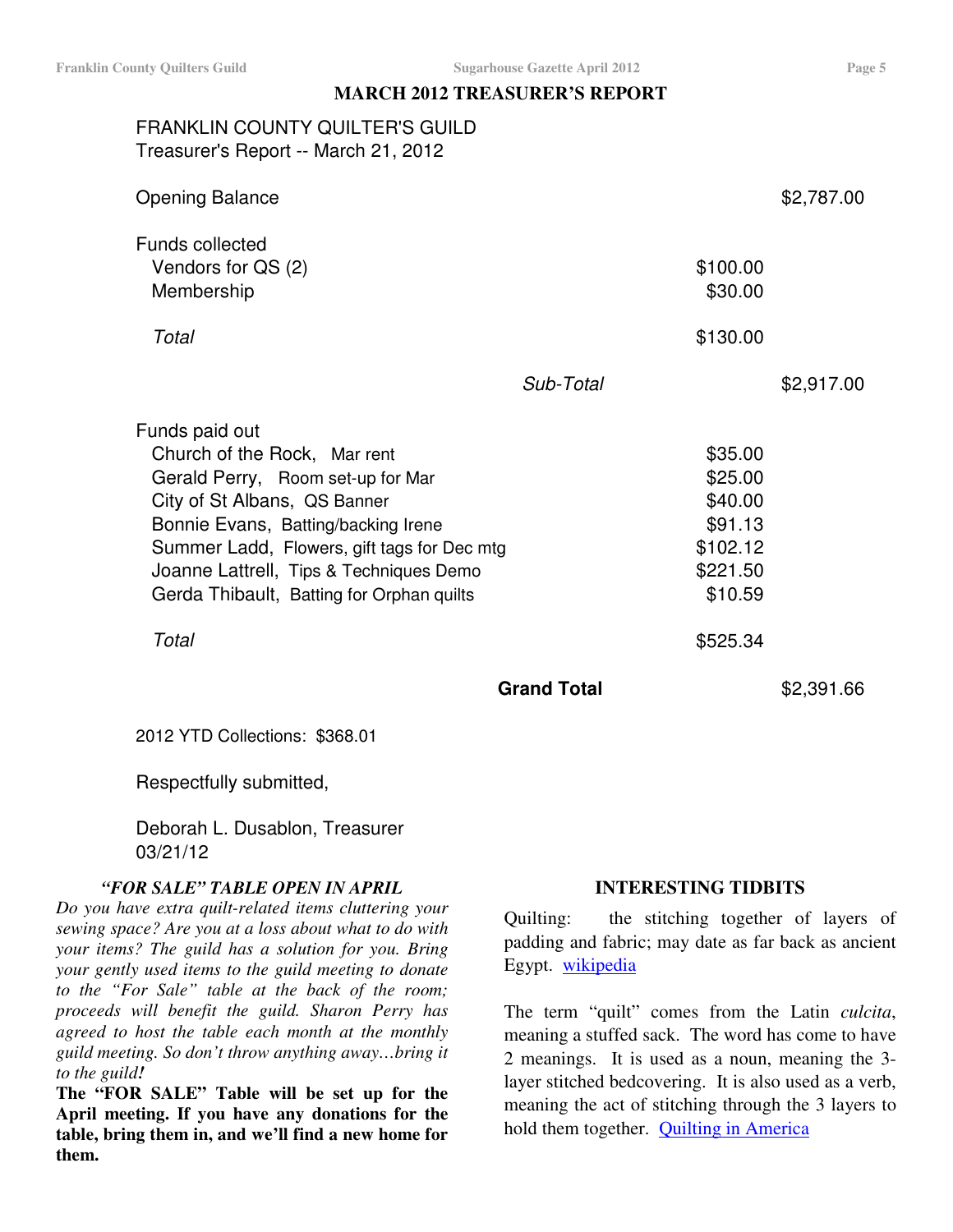## MARCH 2012 TREASURER'S REPORT

FRANKLIN COUNTY QUILTER'S GUILD
Treasurer's Report -- March 21, 2012

| | | | |
|---|---|---|---|
| Opening Balance | | | $2,787.00 |
| **Funds collected** | | | |
| Vendors for QS (2) | | $100.00 | |
| Membership | | $30.00 | |
| *Total* | | $130.00 | |
| | *Sub-Total* | | $2,917.00 |
| **Funds paid out** | | | |
| Church of the Rock, Mar rent | | $35.00 | |
| Gerald Perry, Room set-up for Mar | | $25.00 | |
| City of St Albans, QS Banner | | $40.00 | |
| Bonnie Evans, Batting/backing Irene | | $91.13 | |
| Summer Ladd, Flowers, gift tags for Dec mtg | | $102.12 | |
| Joanne Lattrell, Tips & Techniques Demo | | $221.50 | |
| Gerda Thibault, Batting for Orphan quilts | | $10.59 | |
| *Total* | | $525.34 | |
| | **Grand Total** | | $2,391.66 |

2012 YTD Collections: $368.01

Respectfully submitted,

Deborah L. Dusablon, Treasurer
03/21/12

### *"FOR SALE" TABLE OPEN IN APRIL*

*Do you have extra quilt-related items cluttering your sewing space? Are you at a loss about what to do with your items? The guild has a solution for you. Bring your gently used items to the guild meeting to donate to the "For Sale" table at the back of the room; proceeds will benefit the guild. Sharon Perry has agreed to host the table each month at the monthly guild meeting. So don't throw anything away…bring it to the guild!*

**The "FOR SALE" Table will be set up for the April meeting. If you have any donations for the table, bring them in, and we'll find a new home for them.**

### INTERESTING TIDBITS

Quilting: the stitching together of layers of padding and fabric; may date as far back as ancient Egypt. [wikipedia]

The term "quilt" comes from the Latin *culcita*, meaning a stuffed sack. The word has come to have 2 meanings. It is used as a noun, meaning the 3-layer stitched bedcovering. It is also used as a verb, meaning the act of stitching through the 3 layers to hold them together. [Quilting in America]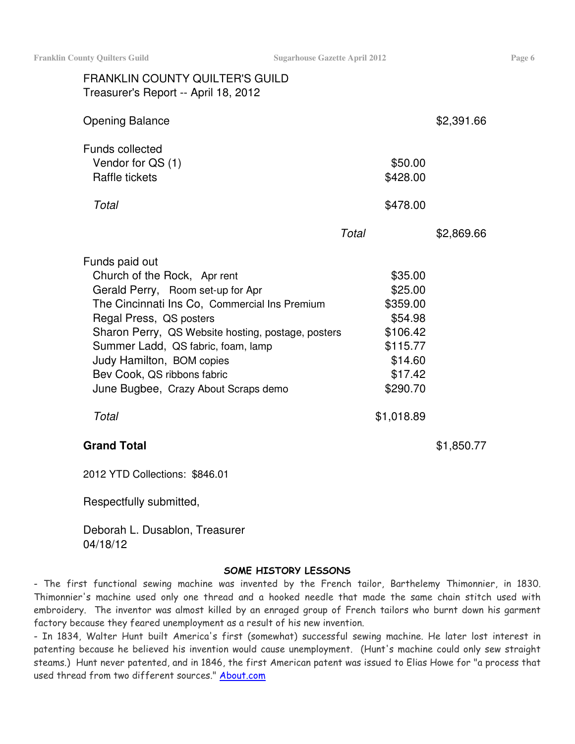FRANKLIN COUNTY QUILTER'S GUILD
Treasurer's Report -- April 18, 2012

| | | |
|---|---|---|
| Opening Balance | | $2,391.66 |
| **Funds collected** | | |
| Vendor for QS (1) | $50.00 | |
| Raffle tickets | $428.00 | |
| *Total* | $478.00 | |
| *Total* | | $2,869.66 |
| **Funds paid out** | | |
| Church of the Rock, Apr rent | $35.00 | |
| Gerald Perry, Room set-up for Apr | $25.00 | |
| The Cincinnati Ins Co, Commercial Ins Premium | $359.00 | |
| Regal Press, QS posters | $54.98 | |
| Sharon Perry, QS Website hosting, postage, posters | $106.42 | |
| Summer Ladd, QS fabric, foam, lamp | $115.77 | |
| Judy Hamilton, BOM copies | $14.60 | |
| Bev Cook, QS ribbons fabric | $17.42 | |
| June Bugbee, Crazy About Scraps demo | $290.70 | |
| *Total* | $1,018.89 | |
| **Grand Total** | | $1,850.77 |

2012 YTD Collections: $846.01

Respectfully submitted,

Deborah L. Dusablon, Treasurer
04/18/12

## SOME HISTORY LESSONS

- The first functional sewing machine was invented by the French tailor, Barthelemy Thimonnier, in 1830. Thimonnier's machine used only one thread and a hooked needle that made the same chain stitch used with embroidery. The inventor was almost killed by an enraged group of French tailors who burnt down his garment factory because they feared unemployment as a result of his new invention.
- In 1834, Walter Hunt built America's first (somewhat) successful sewing machine. He later lost interest in patenting because he believed his invention would cause unemployment. (Hunt's machine could only sew straight steams.) Hunt never patented, and in 1846, the first American patent was issued to Elias Howe for "a process that used thread from two different sources." About.com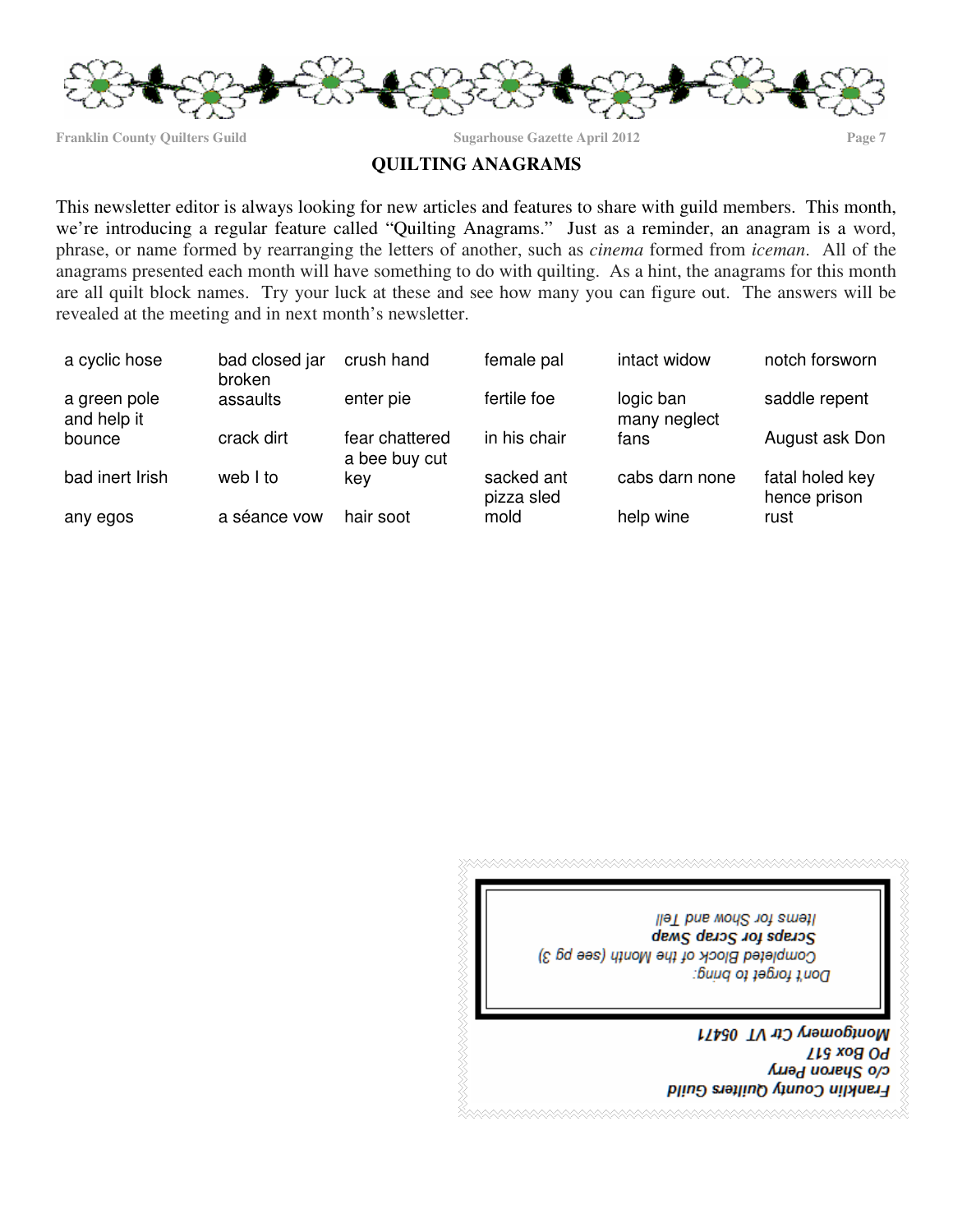## QUILTING ANAGRAMS

This newsletter editor is always looking for new articles and features to share with guild members. This month, we're introducing a regular feature called "Quilting Anagrams." Just as a reminder, an anagram is a word, phrase, or name formed by rearranging the letters of another, such as *cinema* formed from *iceman*. All of the anagrams presented each month will have something to do with quilting. As a hint, the anagrams for this month are all quilt block names. Try your luck at these and see how many you can figure out. The answers will be revealed at the meeting and in next month's newsletter.

| | | | | | |
|---|---|---|---|---|---|
| a cyclic hose | bad closed jar<br>broken | crush hand | female pal | intact widow | notch forsworn |
| a green pole<br>and help it | assaults | enter pie | fertile foe | logic ban<br>many neglect | saddle repent |
| bounce | crack dirt | fear chattered<br>a bee buy cut | in his chair | fans | August ask Don |
| bad inert Irish | web I to | key | sacked ant<br>pizza sled | cabs darn none | fatal holed key<br>hence prison |
| any egos | a séance vow | hair soot | mold | help wine | rust |

*Don't forget to bring:*
*Completed Block of the Month (see pg 3)*
***Scraps for Scrap Swap***
*Items for Show and Tell*

***Franklin County Quilters Guild***
***c/o Sharon Perry***
***PO Box 517***
***Montgomery Ctr VT 05471***